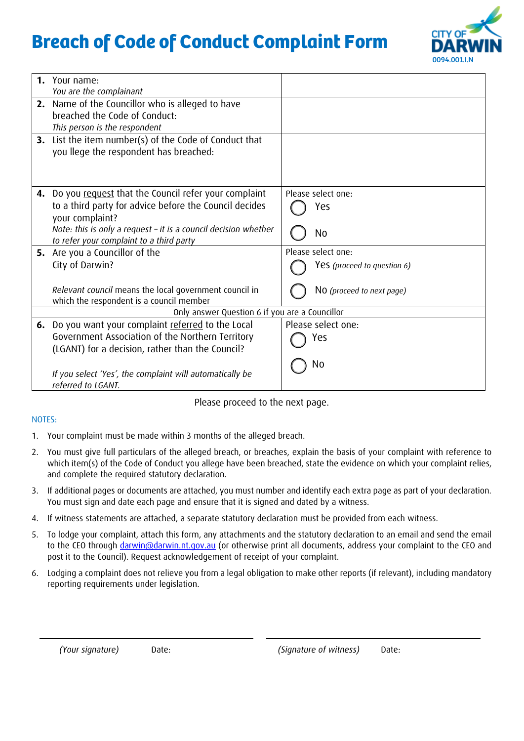# Breach of Code of Conduct Complaint Form

0094.001.I.N

| | |
|---|---|
| **1.** Your name:<br>*You are the complainant* | |
| **2.** Name of the Councillor who is alleged to have breached the Code of Conduct:<br>*This person is the respondent* | |
| **3.** List the item number(s) of the Code of Conduct that you llege the respondent has breached: | |
| **4.** Do you <u>request</u> that the Council refer your complaint to a third party for advice before the Council decides your complaint?<br>*Note: this is only a request – it is a council decision whether to refer your complaint to a third party* | Please select one:<br>◯ Yes<br>◯ No |
| **5.** Are you a Councillor of the City of Darwin?<br><br>*Relevant council* means the local government council in which the respondent is a council member | Please select one:<br>◯ Yes *(proceed to question 6)*<br>◯ No *(proceed to next page)* |
| Only answer Question 6 if you are a Councillor | |
| **6.** Do you want your complaint <u>referred</u> to the Local Government Association of the Northern Territory (LGANT) for a decision, rather than the Council?<br><br>*If you select 'Yes', the complaint will automatically be referred to LGANT.* | Please select one:<br>◯ Yes<br>◯ No |

Please proceed to the next page.

NOTES:

1. Your complaint must be made within 3 months of the alleged breach.
2. You must give full particulars of the alleged breach, or breaches, explain the basis of your complaint with reference to which item(s) of the Code of Conduct you allege have been breached, state the evidence on which your complaint relies, and complete the required statutory declaration.
3. If additional pages or documents are attached, you must number and identify each extra page as part of your declaration. You must sign and date each page and ensure that it is signed and dated by a witness.
4. If witness statements are attached, a separate statutory declaration must be provided from each witness.
5. To lodge your complaint, attach this form, any attachments and the statutory declaration to an email and send the email to the CEO through darwin@darwin.nt.gov.au (or otherwise print all documents, address your complaint to the CEO and post it to the Council). Request acknowledgement of receipt of your complaint.
6. Lodging a complaint does not relieve you from a legal obligation to make other reports (if relevant), including mandatory reporting requirements under legislation.

\_\_\_\_\_\_\_\_\_\_\_\_\_\_\_\_\_\_\_\_\_\_\_\_\_\_\_\_\_\_ \_\_\_\_\_\_\_\_\_\_\_\_\_\_\_\_\_\_\_\_\_\_\_\_\_\_\_\_\_\_

*(Your signature)* Date: *(Signature of witness)* Date: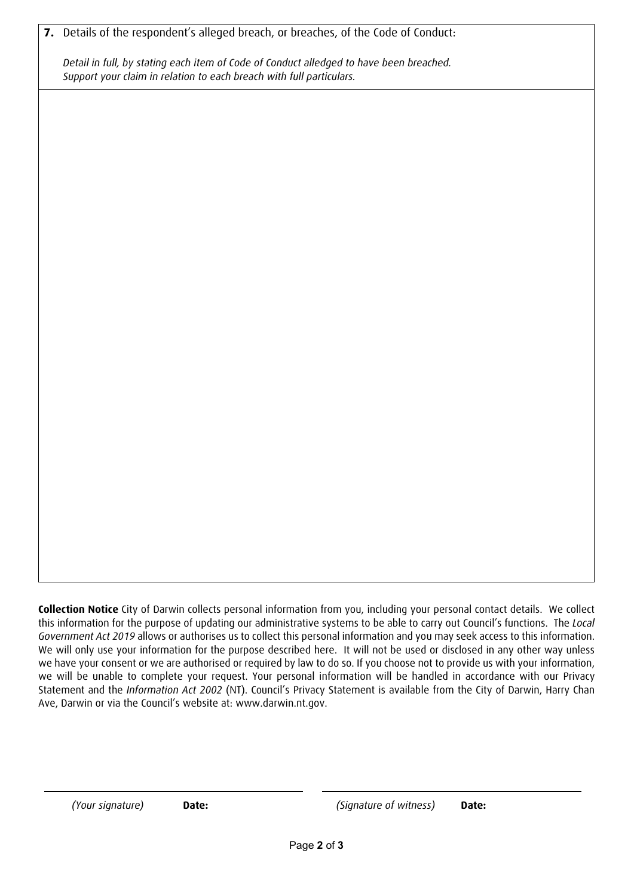**7.** Details of the respondent's alleged breach, or breaches, of the Code of Conduct:

*Detail in full, by stating each item of Code of Conduct alledged to have been breached. Support your claim in relation to each breach with full particulars.*

**Collection Notice** City of Darwin collects personal information from you, including your personal contact details. We collect this information for the purpose of updating our administrative systems to be able to carry out Council's functions. The *Local Government Act 2019* allows or authorises us to collect this personal information and you may seek access to this information. We will only use your information for the purpose described here. It will not be used or disclosed in any other way unless we have your consent or we are authorised or required by law to do so. If you choose not to provide us with your information, we will be unable to complete your request. Your personal information will be handled in accordance with our Privacy Statement and the *Information Act 2002* (NT). Council's Privacy Statement is available from the City of Darwin, Harry Chan Ave, Darwin or via the Council's website at: www.darwin.nt.gov.

*(Your signature)* **Date:**

*(Signature of witness)* **Date:**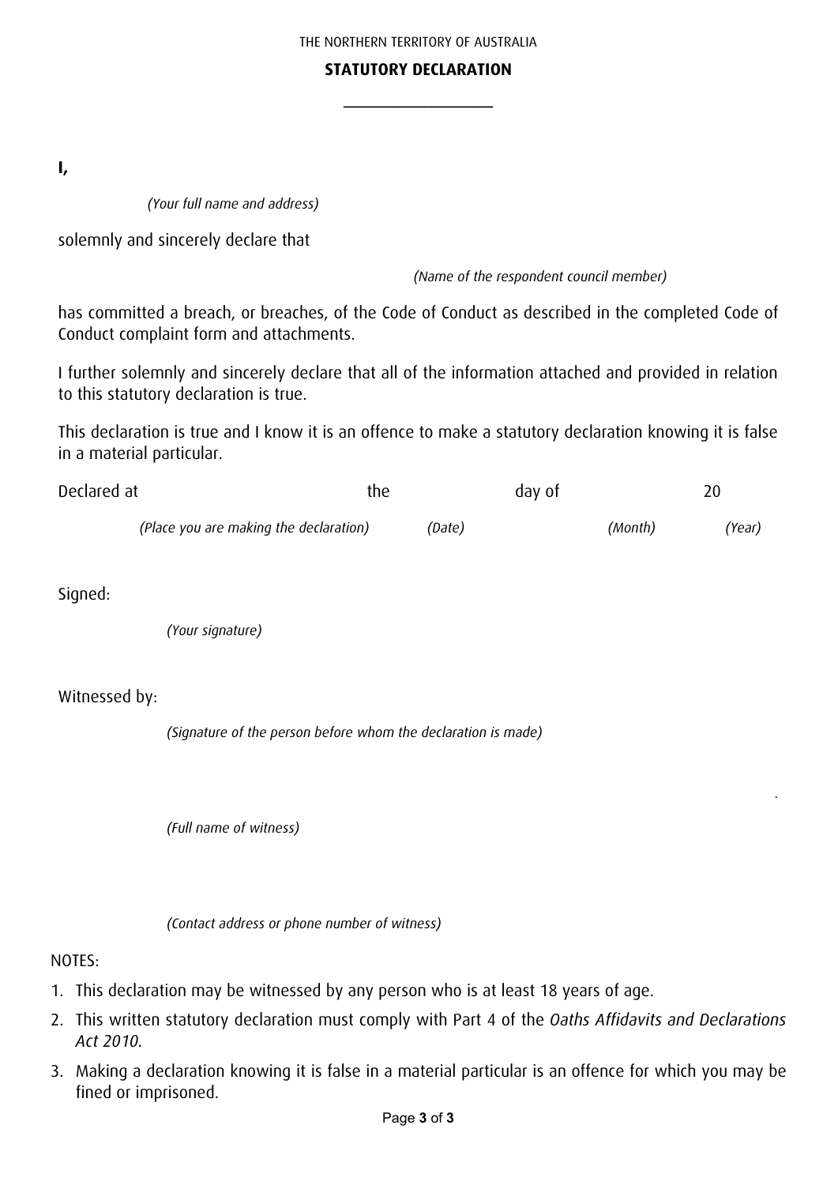THE NORTHERN TERRITORY OF AUSTRALIA

## STATUTORY DECLARATION

**I,**

*(Your full name and address)*

solemnly and sincerely declare that

*(Name of the respondent council member)*

has committed a breach, or breaches, of the Code of Conduct as described in the completed Code of Conduct complaint form and attachments.

I further solemnly and sincerely declare that all of the information attached and provided in relation to this statutory declaration is true.

This declaration is true and I know it is an offence to make a statutory declaration knowing it is false in a material particular.

Declared at the day of 20

*(Place you are making the declaration)* *(Date)* *(Month)* *(Year)*

Signed:

*(Your signature)*

Witnessed by:

*(Signature of the person before whom the declaration is made)*

*(Full name of witness)*

*(Contact address or phone number of witness)*

NOTES:

1. This declaration may be witnessed by any person who is at least 18 years of age.
2. This written statutory declaration must comply with Part 4 of the *Oaths Affidavits and Declarations Act 2010*.
3. Making a declaration knowing it is false in a material particular is an offence for which you may be fined or imprisoned.